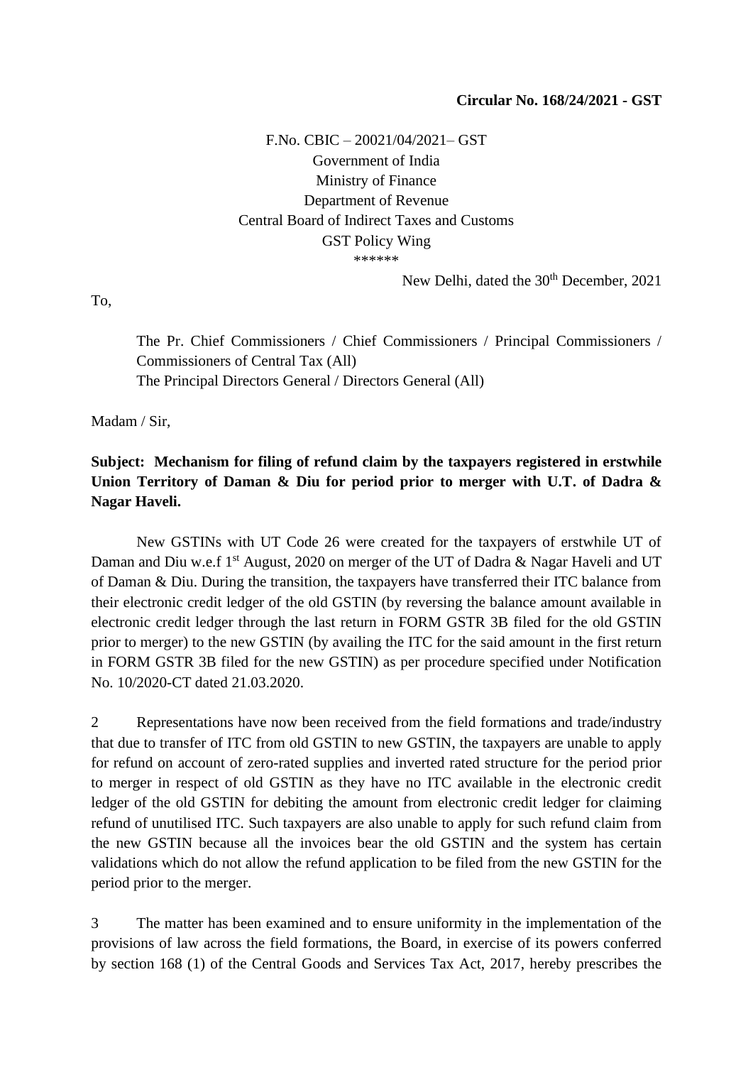**Circular No. 168/24/2021 - GST**

F.No. CBIC – 20021/04/2021– GST
Government of India
Ministry of Finance
Department of Revenue
Central Board of Indirect Taxes and Customs
GST Policy Wing
******

New Delhi, dated the 30th December, 2021

To,

The Pr. Chief Commissioners / Chief Commissioners / Principal Commissioners / Commissioners of Central Tax (All)
The Principal Directors General / Directors General (All)

Madam / Sir,

**Subject: Mechanism for filing of refund claim by the taxpayers registered in erstwhile Union Territory of Daman & Diu for period prior to merger with U.T. of Dadra & Nagar Haveli.**

New GSTINs with UT Code 26 were created for the taxpayers of erstwhile UT of Daman and Diu w.e.f 1st August, 2020 on merger of the UT of Dadra & Nagar Haveli and UT of Daman & Diu. During the transition, the taxpayers have transferred their ITC balance from their electronic credit ledger of the old GSTIN (by reversing the balance amount available in electronic credit ledger through the last return in FORM GSTR 3B filed for the old GSTIN prior to merger) to the new GSTIN (by availing the ITC for the said amount in the first return in FORM GSTR 3B filed for the new GSTIN) as per procedure specified under Notification No. 10/2020-CT dated 21.03.2020.

2 Representations have now been received from the field formations and trade/industry that due to transfer of ITC from old GSTIN to new GSTIN, the taxpayers are unable to apply for refund on account of zero-rated supplies and inverted rated structure for the period prior to merger in respect of old GSTIN as they have no ITC available in the electronic credit ledger of the old GSTIN for debiting the amount from electronic credit ledger for claiming refund of unutilised ITC. Such taxpayers are also unable to apply for such refund claim from the new GSTIN because all the invoices bear the old GSTIN and the system has certain validations which do not allow the refund application to be filed from the new GSTIN for the period prior to the merger.

3 The matter has been examined and to ensure uniformity in the implementation of the provisions of law across the field formations, the Board, in exercise of its powers conferred by section 168 (1) of the Central Goods and Services Tax Act, 2017, hereby prescribes the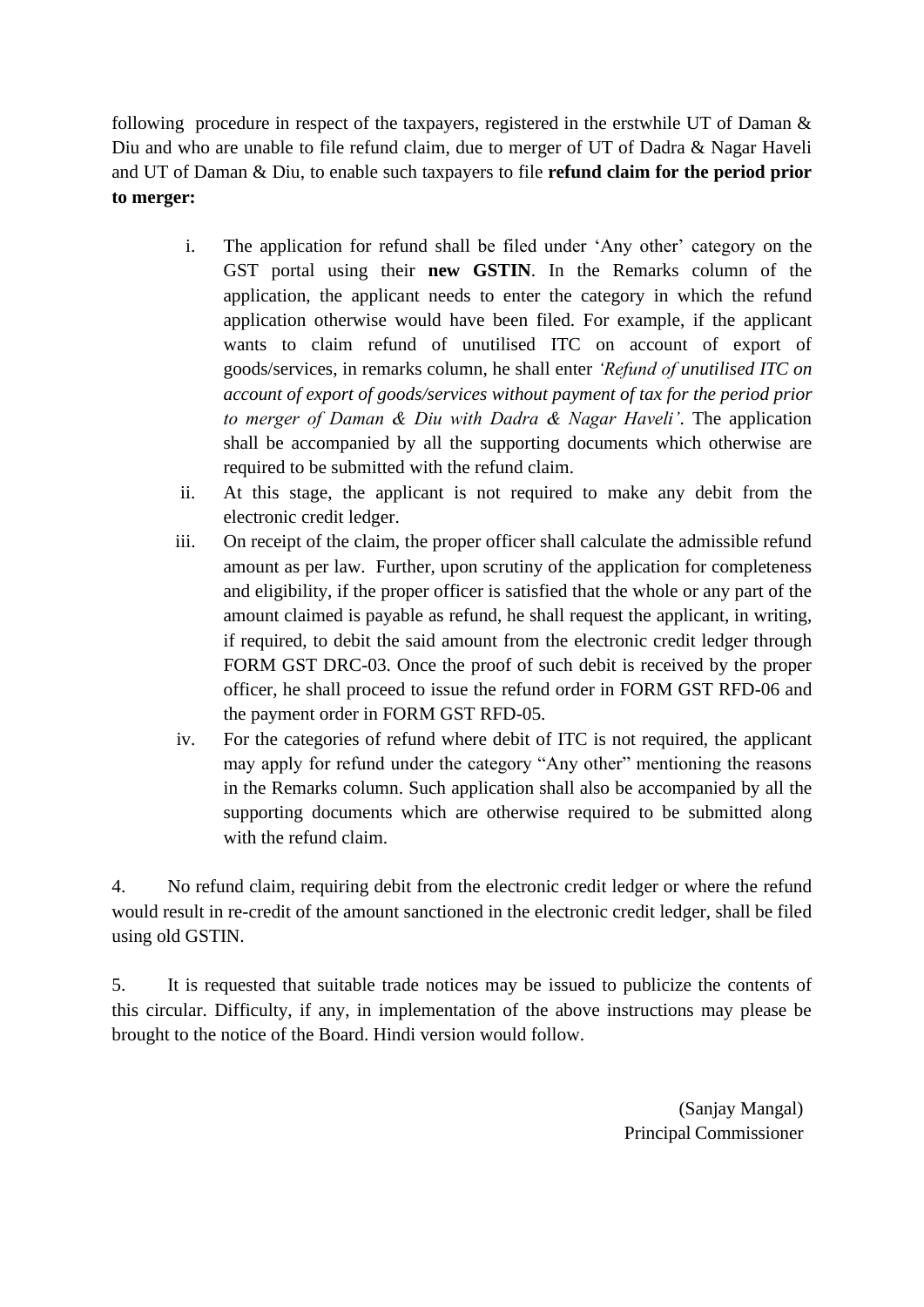following procedure in respect of the taxpayers, registered in the erstwhile UT of Daman & Diu and who are unable to file refund claim, due to merger of UT of Dadra & Nagar Haveli and UT of Daman & Diu, to enable such taxpayers to file **refund claim for the period prior to merger:**

i. The application for refund shall be filed under 'Any other' category on the GST portal using their **new GSTIN**. In the Remarks column of the application, the applicant needs to enter the category in which the refund application otherwise would have been filed. For example, if the applicant wants to claim refund of unutilised ITC on account of export of goods/services, in remarks column, he shall enter *'Refund of unutilised ITC on account of export of goods/services without payment of tax for the period prior to merger of Daman & Diu with Dadra & Nagar Haveli'*. The application shall be accompanied by all the supporting documents which otherwise are required to be submitted with the refund claim.

ii. At this stage, the applicant is not required to make any debit from the electronic credit ledger.

iii. On receipt of the claim, the proper officer shall calculate the admissible refund amount as per law. Further, upon scrutiny of the application for completeness and eligibility, if the proper officer is satisfied that the whole or any part of the amount claimed is payable as refund, he shall request the applicant, in writing, if required, to debit the said amount from the electronic credit ledger through FORM GST DRC-03. Once the proof of such debit is received by the proper officer, he shall proceed to issue the refund order in FORM GST RFD-06 and the payment order in FORM GST RFD-05.

iv. For the categories of refund where debit of ITC is not required, the applicant may apply for refund under the category "Any other" mentioning the reasons in the Remarks column. Such application shall also be accompanied by all the supporting documents which are otherwise required to be submitted along with the refund claim.

4. No refund claim, requiring debit from the electronic credit ledger or where the refund would result in re-credit of the amount sanctioned in the electronic credit ledger, shall be filed using old GSTIN.

5. It is requested that suitable trade notices may be issued to publicize the contents of this circular. Difficulty, if any, in implementation of the above instructions may please be brought to the notice of the Board. Hindi version would follow.

(Sanjay Mangal)
Principal Commissioner